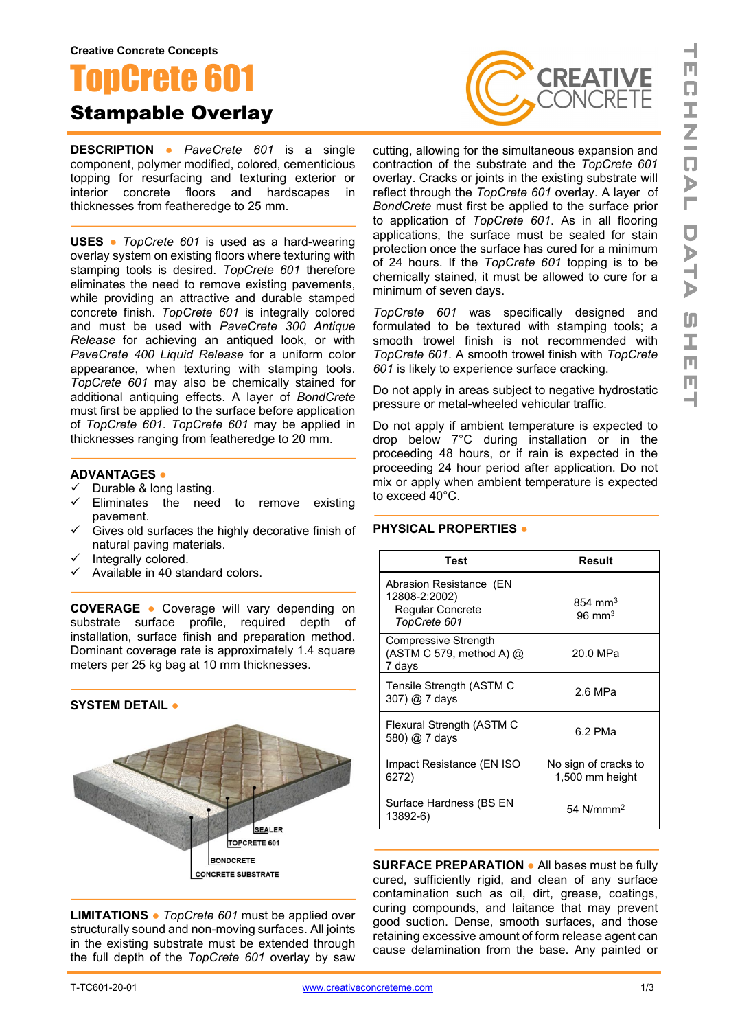Creative Concrete Concepts

# TopCrete 601

## Stampable Overlay

**DESCRIPTION** ● *PaveCrete 601* is a single component, polymer modified, colored, cementicious topping for resurfacing and texturing exterior or interior concrete floors and hardscapes in thicknesses from featheredge to 25 mm.

**USES** ● *TopCrete 601* is used as a hard-wearing overlay system on existing floors where texturing with stamping tools is desired. *TopCrete 601* therefore eliminates the need to remove existing pavements, while providing an attractive and durable stamped concrete finish. *TopCrete 601* is integrally colored and must be used with *PaveCrete 300 Antique Release* for achieving an antiqued look, or with *PaveCrete 400 Liquid Release* for a uniform color appearance, when texturing with stamping tools. *TopCrete 601* may also be chemically stained for additional antiquing effects. A layer of *BondCrete* must first be applied to the surface before application of *TopCrete 601*. *TopCrete 601* may be applied in thicknesses ranging from featheredge to 20 mm.

**ADVANTAGES** ●

- ✓ Durable & long lasting.
- ✓ Eliminates the need to remove existing pavement.
- ✓ Gives old surfaces the highly decorative finish of natural paving materials.
- ✓ Integrally colored.
- ✓ Available in 40 standard colors.

**COVERAGE** ● Coverage will vary depending on substrate surface profile, required depth of installation, surface finish and preparation method. Dominant coverage rate is approximately 1.4 square meters per 25 kg bag at 10 mm thicknesses.

**SYSTEM DETAIL** ●

SEALER
TOPCRETE 601
BONDCRETE
CONCRETE SUBSTRATE

**LIMITATIONS** ● *TopCrete 601* must be applied over structurally sound and non-moving surfaces. All joints in the existing substrate must be extended through the full depth of the *TopCrete 601* overlay by saw cutting, allowing for the simultaneous expansion and contraction of the substrate and the *TopCrete 601* overlay. Cracks or joints in the existing substrate will reflect through the *TopCrete 601* overlay. A layer of *BondCrete* must first be applied to the surface prior to application of *TopCrete 601*. As in all flooring applications, the surface must be sealed for stain protection once the surface has cured for a minimum of 24 hours. If the *TopCrete 601* topping is to be chemically stained, it must be allowed to cure for a minimum of seven days.

*TopCrete 601* was specifically designed and formulated to be textured with stamping tools; a smooth trowel finish is not recommended with *TopCrete 601*. A smooth trowel finish with *TopCrete 601* is likely to experience surface cracking.

Do not apply in areas subject to negative hydrostatic pressure or metal-wheeled vehicular traffic.

Do not apply if ambient temperature is expected to drop below 7°C during installation or in the proceeding 48 hours, or if rain is expected in the proceeding 24 hour period after application. Do not mix or apply when ambient temperature is expected to exceed 40°C.

**PHYSICAL PROPERTIES** ●

| Test | Result |
|---|---|
| Abrasion Resistance (EN 12808-2:2002) Regular Concrete / *TopCrete 601* | 854 mm$^3$ / 96 mm$^3$ |
| Compressive Strength (ASTM C 579, method A) @ 7 days | 20.0 MPa |
| Tensile Strength (ASTM C 307) @ 7 days | 2.6 MPa |
| Flexural Strength (ASTM C 580) @ 7 days | 6.2 PMa |
| Impact Resistance (EN ISO 6272) | No sign of cracks to 1,500 mm height |
| Surface Hardness (BS EN 13892-6) | 54 N/mmm$^2$ |

**SURFACE PREPARATION** ● All bases must be fully cured, sufficiently rigid, and clean of any surface contamination such as oil, dirt, grease, coatings, curing compounds, and laitance that may prevent good suction. Dense, smooth surfaces, and those retaining excessive amount of form release agent can cause delamination from the base. Any painted or

T-TC601-20-01 www.creativeconcreteme.com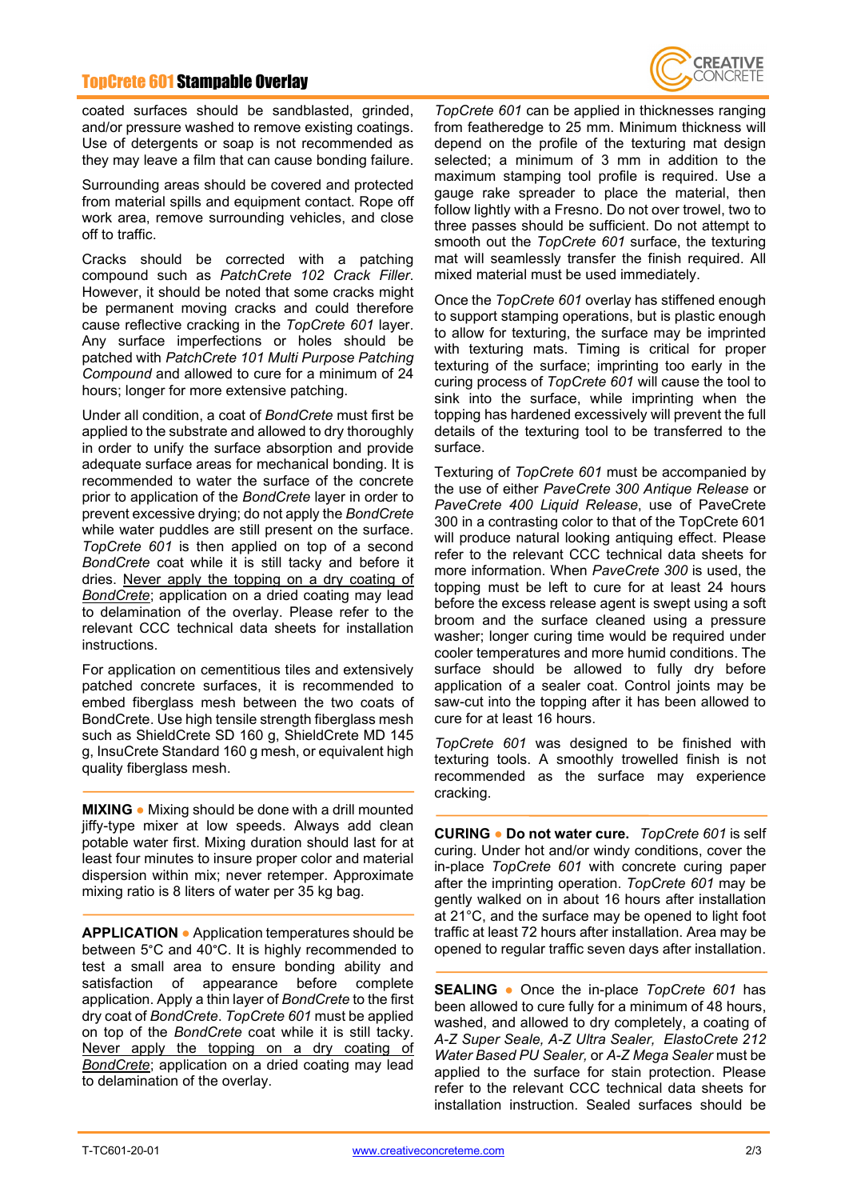coated surfaces should be sandblasted, grinded, and/or pressure washed to remove existing coatings. Use of detergents or soap is not recommended as they may leave a film that can cause bonding failure.

Surrounding areas should be covered and protected from material spills and equipment contact. Rope off work area, remove surrounding vehicles, and close off to traffic.

Cracks should be corrected with a patching compound such as *PatchCrete 102 Crack Filler*. However, it should be noted that some cracks might be permanent moving cracks and could therefore cause reflective cracking in the *TopCrete 601* layer. Any surface imperfections or holes should be patched with *PatchCrete 101 Multi Purpose Patching Compound* and allowed to cure for a minimum of 24 hours; longer for more extensive patching.

Under all condition, a coat of *BondCrete* must first be applied to the substrate and allowed to dry thoroughly in order to unify the surface absorption and provide adequate surface areas for mechanical bonding. It is recommended to water the surface of the concrete prior to application of the *BondCrete* layer in order to prevent excessive drying; do not apply the *BondCrete* while water puddles are still present on the surface. *TopCrete 601* is then applied on top of a second *BondCrete* coat while it is still tacky and before it dries. <u>Never apply the topping on a dry coating of *BondCrete*</u>; application on a dried coating may lead to delamination of the overlay. Please refer to the relevant CCC technical data sheets for installation instructions.

For application on cementitious tiles and extensively patched concrete surfaces, it is recommended to embed fiberglass mesh between the two coats of BondCrete. Use high tensile strength fiberglass mesh such as ShieldCrete SD 160 g, ShieldCrete MD 145 g, InsuCrete Standard 160 g mesh, or equivalent high quality fiberglass mesh.

**MIXING** • Mixing should be done with a drill mounted jiffy-type mixer at low speeds. Always add clean potable water first. Mixing duration should last for at least four minutes to insure proper color and material dispersion within mix; never retemper. Approximate mixing ratio is 8 liters of water per 35 kg bag.

**APPLICATION** • Application temperatures should be between 5°C and 40°C. It is highly recommended to test a small area to ensure bonding ability and satisfaction of appearance before complete application. Apply a thin layer of *BondCrete* to the first dry coat of *BondCrete*. *TopCrete 601* must be applied on top of the *BondCrete* coat while it is still tacky. <u>Never apply the topping on a dry coating of *BondCrete*</u>; application on a dried coating may lead to delamination of the overlay.

*TopCrete 601* can be applied in thicknesses ranging from featheredge to 25 mm. Minimum thickness will depend on the profile of the texturing mat design selected; a minimum of 3 mm in addition to the maximum stamping tool profile is required. Use a gauge rake spreader to place the material, then follow lightly with a Fresno. Do not over trowel, two to three passes should be sufficient. Do not attempt to smooth out the *TopCrete 601* surface, the texturing mat will seamlessly transfer the finish required. All mixed material must be used immediately.

Once the *TopCrete 601* overlay has stiffened enough to support stamping operations, but is plastic enough to allow for texturing, the surface may be imprinted with texturing mats. Timing is critical for proper texturing of the surface; imprinting too early in the curing process of *TopCrete 601* will cause the tool to sink into the surface, while imprinting when the topping has hardened excessively will prevent the full details of the texturing tool to be transferred to the surface.

Texturing of *TopCrete 601* must be accompanied by the use of either *PaveCrete 300 Antique Release* or *PaveCrete 400 Liquid Release*, use of PaveCrete 300 in a contrasting color to that of the TopCrete 601 will produce natural looking antiquing effect. Please refer to the relevant CCC technical data sheets for more information. When *PaveCrete 300* is used, the topping must be left to cure for at least 24 hours before the excess release agent is swept using a soft broom and the surface cleaned using a pressure washer; longer curing time would be required under cooler temperatures and more humid conditions. The surface should be allowed to fully dry before application of a sealer coat. Control joints may be saw-cut into the topping after it has been allowed to cure for at least 16 hours.

*TopCrete 601* was designed to be finished with texturing tools. A smoothly trowelled finish is not recommended as the surface may experience cracking.

**CURING** • **Do not water cure.** *TopCrete 601* is self curing. Under hot and/or windy conditions, cover the in-place *TopCrete 601* with concrete curing paper after the imprinting operation. *TopCrete 601* may be gently walked on in about 16 hours after installation at 21°C, and the surface may be opened to light foot traffic at least 72 hours after installation. Area may be opened to regular traffic seven days after installation.

**SEALING** • Once the in-place *TopCrete 601* has been allowed to cure fully for a minimum of 48 hours, washed, and allowed to dry completely, a coating of *A-Z Super Seale, A-Z Ultra Sealer, ElastoCrete 212 Water Based PU Sealer,* or *A-Z Mega Sealer* must be applied to the surface for stain protection. Please refer to the relevant CCC technical data sheets for installation instruction. Sealed surfaces should be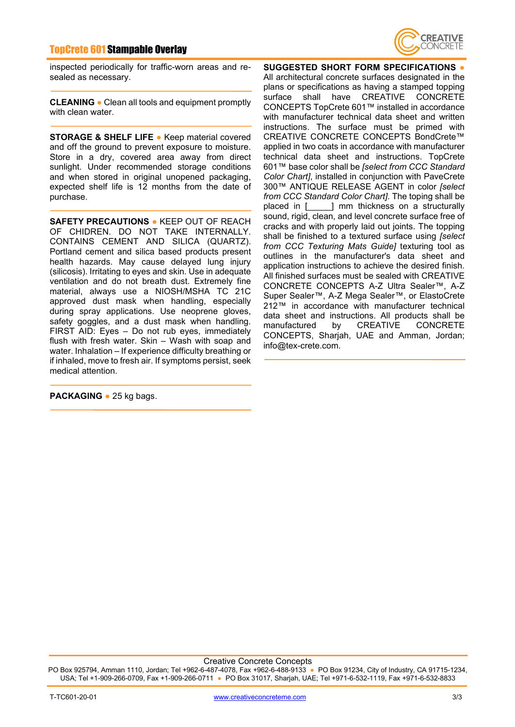inspected periodically for traffic-worn areas and re-sealed as necessary.

**CLEANING** ● Clean all tools and equipment promptly with clean water.

**STORAGE & SHELF LIFE** ● Keep material covered and off the ground to prevent exposure to moisture. Store in a dry, covered area away from direct sunlight. Under recommended storage conditions and when stored in original unopened packaging, expected shelf life is 12 months from the date of purchase.

**SAFETY PRECAUTIONS** ● KEEP OUT OF REACH OF CHIDREN. DO NOT TAKE INTERNALLY. CONTAINS CEMENT AND SILICA (QUARTZ). Portland cement and silica based products present health hazards. May cause delayed lung injury (silicosis). Irritating to eyes and skin. Use in adequate ventilation and do not breath dust. Extremely fine material, always use a NIOSH/MSHA TC 21C approved dust mask when handling, especially during spray applications. Use neoprene gloves, safety goggles, and a dust mask when handling. FIRST AID: Eyes – Do not rub eyes, immediately flush with fresh water. Skin – Wash with soap and water. Inhalation – If experience difficulty breathing or if inhaled, move to fresh air. If symptoms persist, seek medical attention.

**PACKAGING** ● 25 kg bags.

**SUGGESTED SHORT FORM SPECIFICATIONS** ● All architectural concrete surfaces designated in the plans or specifications as having a stamped topping surface shall have CREATIVE CONCRETE CONCEPTS TopCrete 601™ installed in accordance with manufacturer technical data sheet and written instructions. The surface must be primed with CREATIVE CONCRETE CONCEPTS BondCrete™ applied in two coats in accordance with manufacturer technical data sheet and instructions. TopCrete 601™ base color shall be *[select from CCC Standard Color Chart]*, installed in conjunction with PaveCrete 300™ ANTIQUE RELEASE AGENT in color *[select from CCC Standard Color Chart]*. The toping shall be placed in [_____] mm thickness on a structurally sound, rigid, clean, and level concrete surface free of cracks and with properly laid out joints. The topping shall be finished to a textured surface using *[select from CCC Texturing Mats Guide]* texturing tool as outlines in the manufacturer's data sheet and application instructions to achieve the desired finish. All finished surfaces must be sealed with CREATIVE CONCRETE CONCEPTS A-Z Ultra Sealer™, A-Z Super Sealer™, A-Z Mega Sealer™, or ElastoCrete 212™ in accordance with manufacturer technical data sheet and instructions. All products shall be manufactured by CREATIVE CONCRETE CONCEPTS, Sharjah, UAE and Amman, Jordan; info@tex-crete.com.